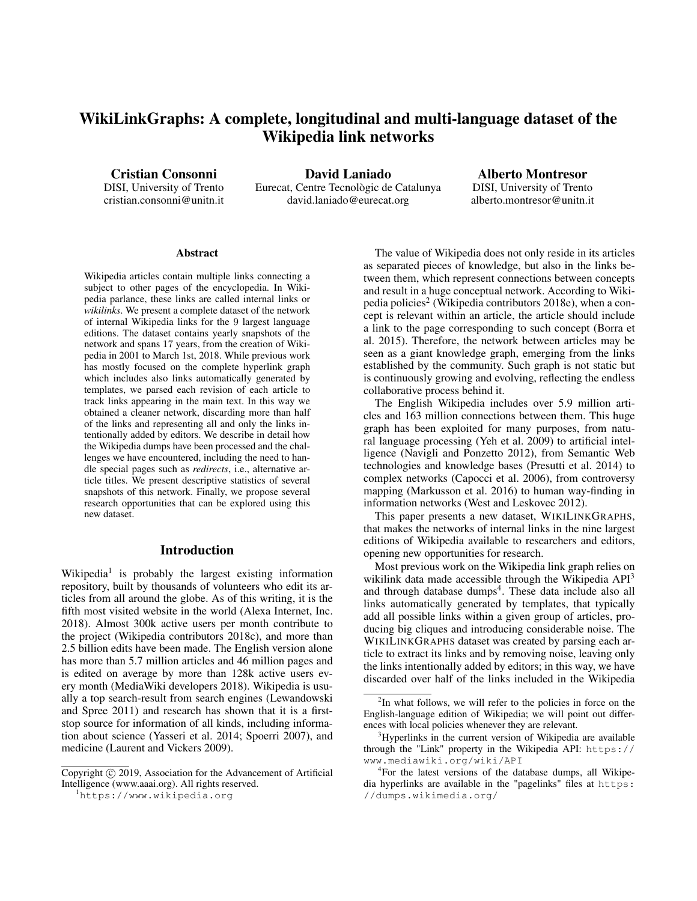# WikiLinkGraphs: A complete, longitudinal and multi-language dataset of the Wikipedia link networks

**Cristian Consonni**
DISI, University of Trento
cristian.consonni@unitn.it

**David Laniado**
Eurecat, Centre Tecnològic de Catalunya
david.laniado@eurecat.org

**Alberto Montresor**
DISI, University of Trento
alberto.montresor@unitn.it

### Abstract

Wikipedia articles contain multiple links connecting a subject to other pages of the encyclopedia. In Wikipedia parlance, these links are called internal links or *wikilinks*. We present a complete dataset of the network of internal Wikipedia links for the 9 largest language editions. The dataset contains yearly snapshots of the network and spans 17 years, from the creation of Wikipedia in 2001 to March 1st, 2018. While previous work has mostly focused on the complete hyperlink graph which includes also links automatically generated by templates, we parsed each revision of each article to track links appearing in the main text. In this way we obtained a cleaner network, discarding more than half of the links and representing all and only the links intentionally added by editors. We describe in detail how the Wikipedia dumps have been processed and the challenges we have encountered, including the need to handle special pages such as *redirects*, i.e., alternative article titles. We present descriptive statistics of several snapshots of this network. Finally, we propose several research opportunities that can be explored using this new dataset.

## Introduction

Wikipedia[1] is probably the largest existing information repository, built by thousands of volunteers who edit its articles from all around the globe. As of this writing, it is the fifth most visited website in the world (Alexa Internet, Inc. 2018). Almost 300k active users per month contribute to the project (Wikipedia contributors 2018c), and more than 2.5 billion edits have been made. The English version alone has more than 5.7 million articles and 46 million pages and is edited on average by more than 128k active users every month (MediaWiki developers 2018). Wikipedia is usually a top search-result from search engines (Lewandowski and Spree 2011) and research has shown that it is a first-stop source for information of all kinds, including information about science (Yasseri et al. 2014; Spoerri 2007), and medicine (Laurent and Vickers 2009).

The value of Wikipedia does not only reside in its articles as separated pieces of knowledge, but also in the links between them, which represent connections between concepts and result in a huge conceptual network. According to Wikipedia policies[2] (Wikipedia contributors 2018e), when a concept is relevant within an article, the article should include a link to the page corresponding to such concept (Borra et al. 2015). Therefore, the network between articles may be seen as a giant knowledge graph, emerging from the links established by the community. Such graph is not static but is continuously growing and evolving, reflecting the endless collaborative process behind it.

The English Wikipedia includes over 5.9 million articles and 163 million connections between them. This huge graph has been exploited for many purposes, from natural language processing (Yeh et al. 2009) to artificial intelligence (Navigli and Ponzetto 2012), from Semantic Web technologies and knowledge bases (Presutti et al. 2014) to complex networks (Capocci et al. 2006), from controversy mapping (Markusson et al. 2016) to human way-finding in information networks (West and Leskovec 2012).

This paper presents a new dataset, WikiLinkGraphs, that makes the networks of internal links in the nine largest editions of Wikipedia available to researchers and editors, opening new opportunities for research.

Most previous work on the Wikipedia link graph relies on wikilink data made accessible through the Wikipedia API[3] and through database dumps[4]. These data include also all links automatically generated by templates, that typically add all possible links within a given group of articles, producing big cliques and introducing considerable noise. The WikiLinkGraphs dataset was created by parsing each article to extract its links and by removing noise, leaving only the links intentionally added by editors; in this way, we have discarded over half of the links included in the Wikipedia

Copyright © 2019, Association for the Advancement of Artificial Intelligence (www.aaai.org). All rights reserved.

[1] https://www.wikipedia.org

[2] In what follows, we will refer to the policies in force on the English-language edition of Wikipedia; we will point out differences with local policies whenever they are relevant.

[3] Hyperlinks in the current version of Wikipedia are available through the "Link" property in the Wikipedia API: https://www.mediawiki.org/wiki/API

[4] For the latest versions of the database dumps, all Wikipedia hyperlinks are available in the "pagelinks" files at https://dumps.wikimedia.org/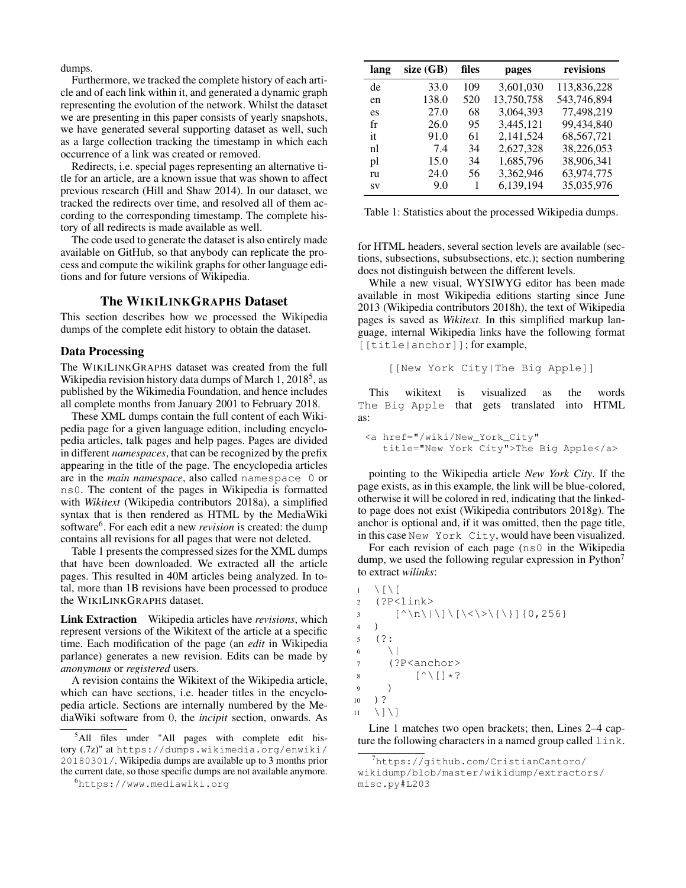dumps.

Furthermore, we tracked the complete history of each article and of each link within it, and generated a dynamic graph representing the evolution of the network. Whilst the dataset we are presenting in this paper consists of yearly snapshots, we have generated several supporting dataset as well, such as a large collection tracking the timestamp in which each occurrence of a link was created or removed.

Redirects, i.e. special pages representing an alternative title for an article, are a known issue that was shown to affect previous research (Hill and Shaw 2014). In our dataset, we tracked the redirects over time, and resolved all of them according to the corresponding timestamp. The complete history of all redirects is made available as well.

The code used to generate the dataset is also entirely made available on GitHub, so that anybody can replicate the process and compute the wikilink graphs for other language editions and for future versions of Wikipedia.

## The WIKILINKGRAPHS Dataset

This section describes how we processed the Wikipedia dumps of the complete edit history to obtain the dataset.

### Data Processing

The WIKILINKGRAPHS dataset was created from the full Wikipedia revision history data dumps of March 1, 2018[5], as published by the Wikimedia Foundation, and hence includes all complete months from January 2001 to February 2018.

These XML dumps contain the full content of each Wikipedia page for a given language edition, including encyclopedia articles, talk pages and help pages. Pages are divided in different *namespaces*, that can be recognized by the prefix appearing in the title of the page. The encyclopedia articles are in the *main namespace*, also called `namespace 0` or `ns0`. The content of the pages in Wikipedia is formatted with *Wikitext* (Wikipedia contributors 2018a), a simplified syntax that is then rendered as HTML by the MediaWiki software[6]. For each edit a new *revision* is created: the dump contains all revisions for all pages that were not deleted.

Table 1 presents the compressed sizes for the XML dumps that have been downloaded. We extracted all the article pages. This resulted in 40M articles being analyzed. In total, more than 1B revisions have been processed to produce the WIKILINKGRAPHS dataset.

**Link Extraction** Wikipedia articles have *revisions*, which represent versions of the Wikitext of the article at a specific time. Each modification of the page (an *edit* in Wikipedia parlance) generates a new revision. Edits can be made by *anonymous* or *registered* users.

A revision contains the Wikitext of the Wikipedia article, which can have sections, i.e. header titles in the encyclopedia article. Sections are internally numbered by the MediaWiki software from 0, the *incipit* section, onwards. As for HTML headers, several section levels are available (sections, subsections, subsubsections, etc.); section numbering does not distinguish between the different levels.

| lang | size (GB) | files | pages | revisions |
|---|---|---|---|---|
| de | 33.0 | 109 | 3,601,030 | 113,836,228 |
| en | 138.0 | 520 | 13,750,758 | 543,746,894 |
| es | 27.0 | 68 | 3,064,393 | 77,498,219 |
| fr | 26.0 | 95 | 3,445,121 | 99,434,840 |
| it | 91.0 | 61 | 2,141,524 | 68,567,721 |
| nl | 7.4 | 34 | 2,627,328 | 38,226,053 |
| pl | 15.0 | 34 | 1,685,796 | 38,906,341 |
| ru | 24.0 | 56 | 3,362,946 | 63,974,775 |
| sv | 9.0 | 1 | 6,139,194 | 35,035,976 |

Table 1: Statistics about the processed Wikipedia dumps.

While a new visual, WYSIWYG editor has been made available in most Wikipedia editions starting since June 2013 (Wikipedia contributors 2018h), the text of Wikipedia pages is saved as *Wikitext*. In this simplified markup language, internal Wikipedia links have the following format `[[title|anchor]]`; for example,

```
[[New York City|The Big Apple]]
```

This wikitext is visualized as the words `The Big Apple` that gets translated into HTML as:

```
<a href="/wiki/New_York_City"
   title="New York City">The Big Apple</a>
```

pointing to the Wikipedia article *New York City*. If the page exists, as in this example, the link will be blue-colored, otherwise it will be colored in red, indicating that the linked-to page does not exist (Wikipedia contributors 2018g). The anchor is optional and, if it was omitted, then the page title, in this case `New York City`, would have been visualized.

For each revision of each page (`ns0` in the Wikipedia dump, we used the following regular expression in Python[7] to extract *wilinks*:

```
1  \[\[
2  (?P<link>
3      [^\n\|\]\[\<\>\{\}]{0,256}
4  )
5  (?:
6    \|
7    (?P<anchor>
8        [^\[]*?
9    )
10 )?
11 \]\]
```

Line 1 matches two open brackets; then, Lines 2–4 capture the following characters in a named group called `link`.

[5] All files under "All pages with complete edit history (.7z)" at https://dumps.wikimedia.org/enwiki/20180301/. Wikipedia dumps are available up to 3 months prior the current date, so those specific dumps are not available anymore.

[6] https://www.mediawiki.org

[7] https://github.com/CristianCantoro/wikidump/blob/master/wikidump/extractors/misc.py#L203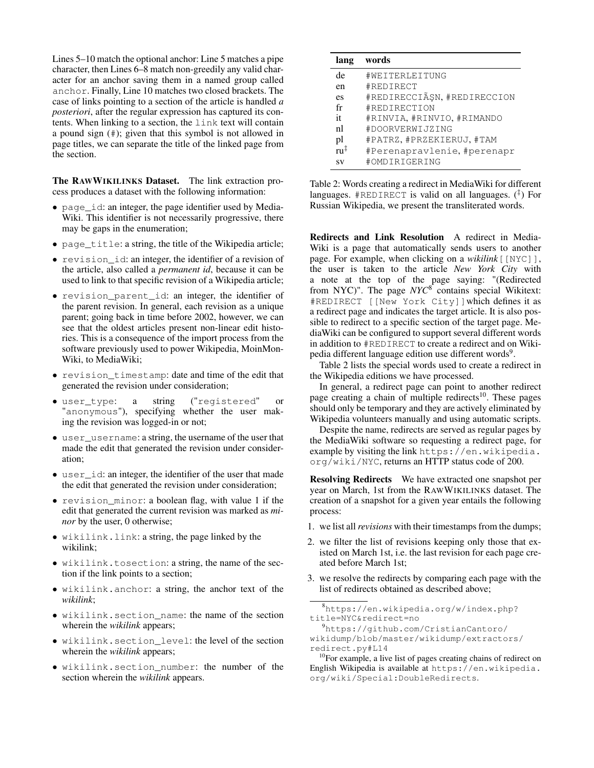Lines 5–10 match the optional anchor: Line 5 matches a pipe character, then Lines 6–8 match non-greedily any valid character for an anchor saving them in a named group called `anchor`. Finally, Line 10 matches two closed brackets. The case of links pointing to a section of the article is handled *a posteriori*, after the regular expression has captured its contents. When linking to a section, the `link` text will contain a pound sign (`#`); given that this symbol is not allowed in page titles, we can separate the title of the linked page from the section.

**The RAWWIKILINKS Dataset.** The link extraction process produces a dataset with the following information:

- `page_id`: an integer, the page identifier used by MediaWiki. This identifier is not necessarily progressive, there may be gaps in the enumeration;
- `page_title`: a string, the title of the Wikipedia article;
- `revision_id`: an integer, the identifier of a revision of the article, also called a *permanent id*, because it can be used to link to that specific revision of a Wikipedia article;
- `revision_parent_id`: an integer, the identifier of the parent revision. In general, each revision as a unique parent; going back in time before 2002, however, we can see that the oldest articles present non-linear edit histories. This is a consequence of the import process from the software previously used to power Wikipedia, MoinMonWiki, to MediaWiki;
- `revision_timestamp`: date and time of the edit that generated the revision under consideration;
- `user_type`: a string (`"registered"` or `"anonymous"`), specifying whether the user making the revision was logged-in or not;
- `user_username`: a string, the username of the user that made the edit that generated the revision under consideration;
- `user_id`: an integer, the identifier of the user that made the edit that generated the revision under consideration;
- `revision_minor`: a boolean flag, with value 1 if the edit that generated the current revision was marked as *minor* by the user, 0 otherwise;
- `wikilink.link`: a string, the page linked by the wikilink;
- `wikilink.tosection`: a string, the name of the section if the link points to a section;
- `wikilink.anchor`: a string, the anchor text of the *wikilink*;
- `wikilink.section_name`: the name of the section wherein the *wikilink* appears;
- `wikilink.section_level`: the level of the section wherein the *wikilink* appears;
- `wikilink.section_number`: the number of the section wherein the *wikilink* appears.

| lang | words |
|---|---|
| de | `#WEITERLEITUNG` |
| en | `#REDIRECT` |
| es | `#REDIRECCIÃŞN`, `#REDIRECCION` |
| fr | `#REDIRECTION` |
| it | `#RINVIA`, `#RINVIO`, `#RIMANDO` |
| nl | `#DOORVERWIJZING` |
| pl | `#PATRZ`, `#PRZEKIERUJ`, `#TAM` |
| ru‡ | `#Perenapravlenie`, `#perenapr` |
| sv | `#OMDIRIGERING` |

Table 2: Words creating a redirect in MediaWiki for different languages. `#REDIRECT` is valid on all languages. (‡) For Russian Wikipedia, we present the transliterated words.

**Redirects and Link Resolution** A redirect in MediaWiki is a page that automatically sends users to another page. For example, when clicking on a *wikilink* `[[NYC]]`, the user is taken to the article *New York City* with a note at the top of the page saying: "(Redirected from NYC)". The page *NYC*[8] contains special Wikitext: `#REDIRECT [[New York City]]` which defines it as a redirect page and indicates the target article. It is also possible to redirect to a specific section of the target page. MediaWiki can be configured to support several different words in addition to `#REDIRECT` to create a redirect and on Wikipedia different language edition use different words[9].

Table 2 lists the special words used to create a redirect in the Wikipedia editions we have processed.

In general, a redirect page can point to another redirect page creating a chain of multiple redirects[10]. These pages should only be temporary and they are actively eliminated by Wikipedia volunteers manually and using automatic scripts.

Despite the name, redirects are served as regular pages by the MediaWiki software so requesting a redirect page, for example by visiting the link `https://en.wikipedia.org/wiki/NYC`, returns an HTTP status code of 200.

**Resolving Redirects** We have extracted one snapshot per year on March, 1st from the RAWWIKILINKS dataset. The creation of a snapshot for a given year entails the following process:

1. we list all *revisions* with their timestamps from the dumps;
2. we filter the list of revisions keeping only those that existed on March 1st, i.e. the last revision for each page created before March 1st;
3. we resolve the redirects by comparing each page with the list of redirects obtained as described above;

[8] `https://en.wikipedia.org/w/index.php?title=NYC&redirect=no`

[9] `https://github.com/CristianCantoro/wikidump/blob/master/wikidump/extractors/redirect.py#L14`

[10] For example, a live list of pages creating chains of redirect on English Wikipedia is available at `https://en.wikipedia.org/wiki/Special:DoubleRedirects`.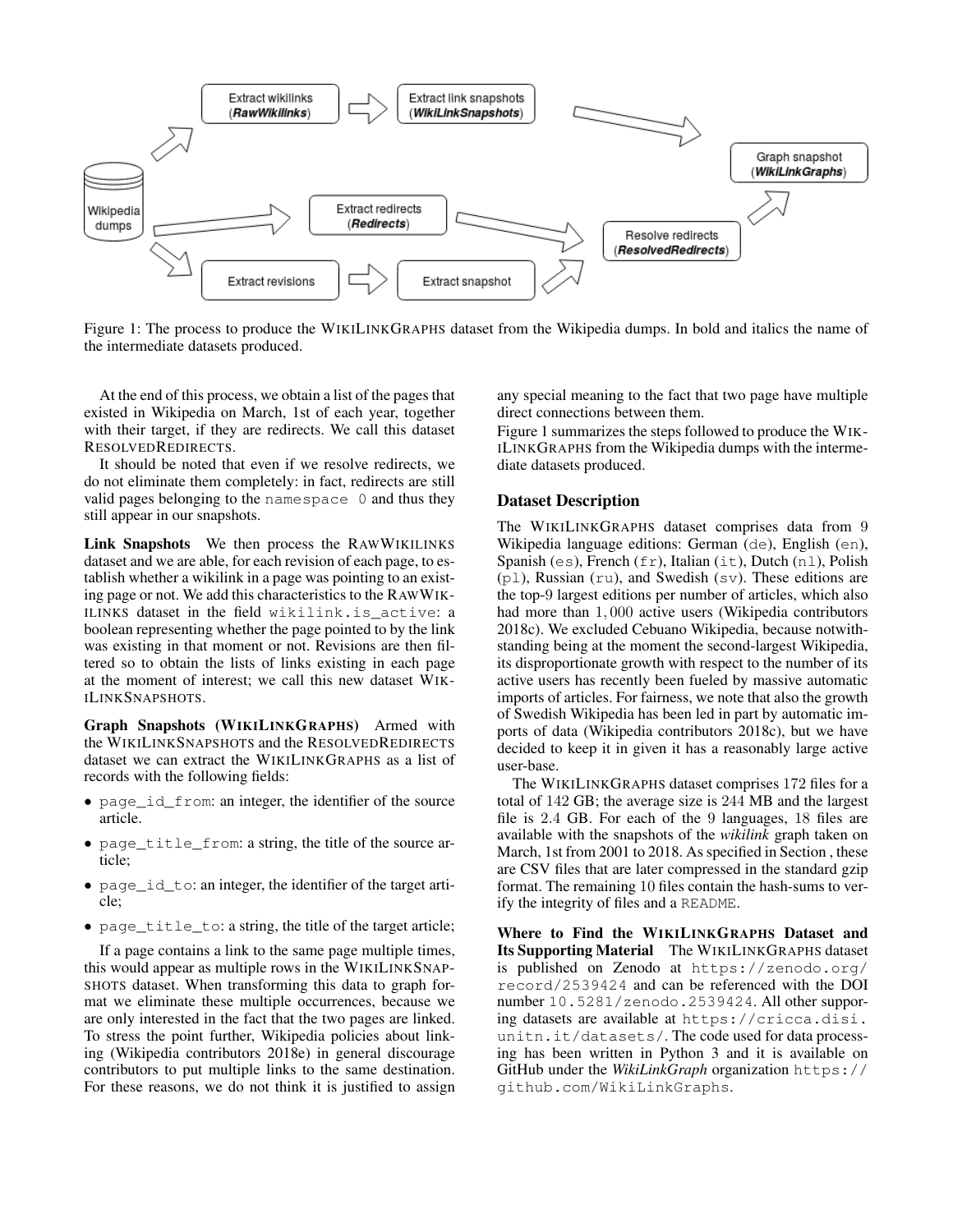Figure 1: The process to produce the WIKILINKGRAPHS dataset from the Wikipedia dumps. In bold and italics the name of the intermediate datasets produced.

At the end of this process, we obtain a list of the pages that existed in Wikipedia on March, 1st of each year, together with their target, if they are redirects. We call this dataset RESOLVEDREDIRECTS.

It should be noted that even if we resolve redirects, we do not eliminate them completely: in fact, redirects are still valid pages belonging to the `namespace 0` and thus they still appear in our snapshots.

**Link Snapshots** We then process the RAWWIKILINKS dataset and we are able, for each revision of each page, to establish whether a wikilink in a page was pointing to an existing page or not. We add this characteristics to the RAWWIKILINKS dataset in the field `wikilink.is_active`: a boolean representing whether the page pointed to by the link was existing in that moment or not. Revisions are then filtered so to obtain the lists of links existing in each page at the moment of interest; we call this new dataset WIKILINKSNAPSHOTS.

**Graph Snapshots (WIKILINKGRAPHS)** Armed with the WIKILINKSNAPSHOTS and the RESOLVEDREDIRECTS dataset we can extract the WIKILINKGRAPHS as a list of records with the following fields:

- `page_id_from`: an integer, the identifier of the source article.
- `page_title_from`: a string, the title of the source article;
- `page_id_to`: an integer, the identifier of the target article;
- `page_title_to`: a string, the title of the target article;

If a page contains a link to the same page multiple times, this would appear as multiple rows in the WIKILINKSNAPSHOTS dataset. When transforming this data to graph format we eliminate these multiple occurrences, because we are only interested in the fact that the two pages are linked. To stress the point further, Wikipedia policies about linking (Wikipedia contributors 2018e) in general discourage contributors to put multiple links to the same destination. For these reasons, we do not think it is justified to assign any special meaning to the fact that two page have multiple direct connections between them.

Figure 1 summarizes the steps followed to produce the WIKILINKGRAPHS from the Wikipedia dumps with the intermediate datasets produced.

## Dataset Description

The WIKILINKGRAPHS dataset comprises data from 9 Wikipedia language editions: German (`de`), English (`en`), Spanish (`es`), French (`fr`), Italian (`it`), Dutch (`nl`), Polish (`pl`), Russian (`ru`), and Swedish (`sv`). These editions are the top-9 largest editions per number of articles, which also had more than 1,000 active users (Wikipedia contributors 2018c). We excluded Cebuano Wikipedia, because notwithstanding being at the moment the second-largest Wikipedia, its disproportionate growth with respect to the number of its active users has recently been fueled by massive automatic imports of articles. For fairness, we note that also the growth of Swedish Wikipedia has been led in part by automatic imports of data (Wikipedia contributors 2018c), but we have decided to keep it in given it has a reasonably large active user-base.

The WIKILINKGRAPHS dataset comprises 172 files for a total of 142 GB; the average size is 244 MB and the largest file is 2.4 GB. For each of the 9 languages, 18 files are available with the snapshots of the *wikilink* graph taken on March, 1st from 2001 to 2018. As specified in Section , these are CSV files that are later compressed in the standard gzip format. The remaining 10 files contain the hash-sums to verify the integrity of files and a `README`.

**Where to Find the WIKILINKGRAPHS Dataset and Its Supporting Material** The WIKILINKGRAPHS dataset is published on Zenodo at https://zenodo.org/record/2539424 and can be referenced with the DOI number 10.5281/zenodo.2539424. All other supporting datasets are available at https://cricca.disi.unitn.it/datasets/. The code used for data processing has been written in Python 3 and it is available on GitHub under the *WikiLinkGraph* organization https://github.com/WikiLinkGraphs.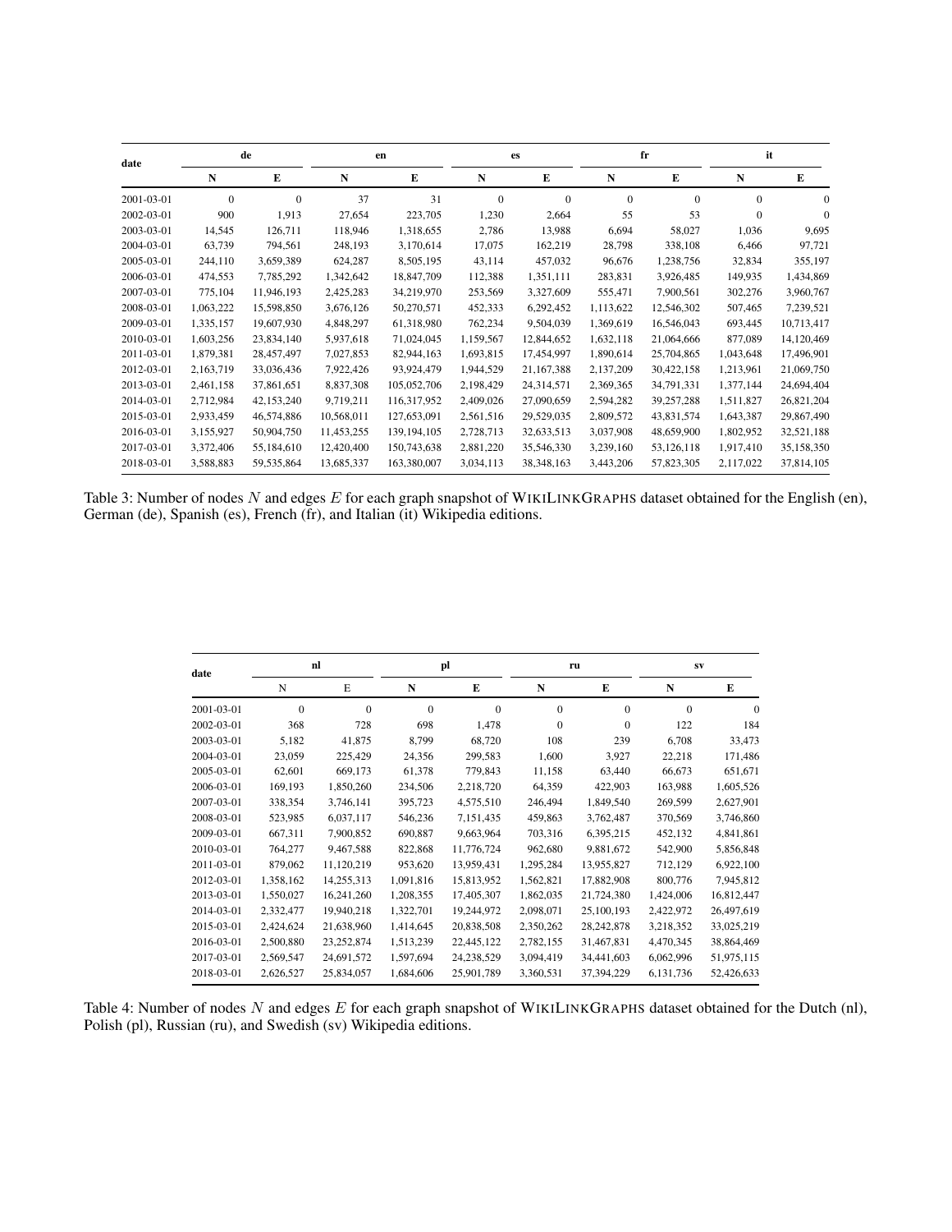| date | de | | en | | es | | fr | | it | |
|---|---|---|---|---|---|---|---|---|---|---|
| | **N** | **E** | **N** | **E** | **N** | **E** | **N** | **E** | **N** | **E** |
| 2001-03-01 | 0 | 0 | 37 | 31 | 0 | 0 | 0 | 0 | 0 | 0 |
| 2002-03-01 | 900 | 1,913 | 27,654 | 223,705 | 1,230 | 2,664 | 55 | 53 | 0 | 0 |
| 2003-03-01 | 14,545 | 126,711 | 118,946 | 1,318,655 | 2,786 | 13,988 | 6,694 | 58,027 | 1,036 | 9,695 |
| 2004-03-01 | 63,739 | 794,561 | 248,193 | 3,170,614 | 17,075 | 162,219 | 28,798 | 338,108 | 6,466 | 97,721 |
| 2005-03-01 | 244,110 | 3,659,389 | 624,287 | 8,505,195 | 43,114 | 457,032 | 96,676 | 1,238,756 | 32,834 | 355,197 |
| 2006-03-01 | 474,553 | 7,785,292 | 1,342,642 | 18,847,709 | 112,388 | 1,351,111 | 283,831 | 3,926,485 | 149,935 | 1,434,869 |
| 2007-03-01 | 775,104 | 11,946,193 | 2,425,283 | 34,219,970 | 253,569 | 3,327,609 | 555,471 | 7,900,561 | 302,276 | 3,960,767 |
| 2008-03-01 | 1,063,222 | 15,598,850 | 3,676,126 | 50,270,571 | 452,333 | 6,292,452 | 1,113,622 | 12,546,302 | 507,465 | 7,239,521 |
| 2009-03-01 | 1,335,157 | 19,607,930 | 4,848,297 | 61,318,980 | 762,234 | 9,504,039 | 1,369,619 | 16,546,043 | 693,445 | 10,713,417 |
| 2010-03-01 | 1,603,256 | 23,834,140 | 5,937,618 | 71,024,045 | 1,159,567 | 12,844,652 | 1,632,118 | 21,064,666 | 877,089 | 14,120,469 |
| 2011-03-01 | 1,879,381 | 28,457,497 | 7,027,853 | 82,944,163 | 1,693,815 | 17,454,997 | 1,890,614 | 25,704,865 | 1,043,648 | 17,496,901 |
| 2012-03-01 | 2,163,719 | 33,036,436 | 7,922,426 | 93,924,479 | 1,944,529 | 21,167,388 | 2,137,209 | 30,422,158 | 1,213,961 | 21,069,750 |
| 2013-03-01 | 2,461,158 | 37,861,651 | 8,837,308 | 105,052,706 | 2,198,429 | 24,314,571 | 2,369,365 | 34,791,331 | 1,377,144 | 24,694,404 |
| 2014-03-01 | 2,712,984 | 42,153,240 | 9,719,211 | 116,317,952 | 2,409,026 | 27,090,659 | 2,594,282 | 39,257,288 | 1,511,827 | 26,821,204 |
| 2015-03-01 | 2,933,459 | 46,574,886 | 10,568,011 | 127,653,091 | 2,561,516 | 29,529,035 | 2,809,572 | 43,831,574 | 1,643,387 | 29,867,490 |
| 2016-03-01 | 3,155,927 | 50,904,750 | 11,453,255 | 139,194,105 | 2,728,713 | 32,633,513 | 3,037,908 | 48,659,900 | 1,802,952 | 32,521,188 |
| 2017-03-01 | 3,372,406 | 55,184,610 | 12,420,400 | 150,743,638 | 2,881,220 | 35,546,330 | 3,239,160 | 53,126,118 | 1,917,410 | 35,158,350 |
| 2018-03-01 | 3,588,883 | 59,535,864 | 13,685,337 | 163,380,007 | 3,034,113 | 38,348,163 | 3,443,206 | 57,823,305 | 2,117,022 | 37,814,105 |

Table 3: Number of nodes $N$ and edges $E$ for each graph snapshot of WIKILINKGRAPHS dataset obtained for the English (en), German (de), Spanish (es), French (fr), and Italian (it) Wikipedia editions.

| date | nl | | pl | | ru | | sv | |
|---|---|---|---|---|---|---|---|---|
| | N | E | **N** | **E** | **N** | **E** | **N** | **E** |
| 2001-03-01 | 0 | 0 | 0 | 0 | 0 | 0 | 0 | 0 |
| 2002-03-01 | 368 | 728 | 698 | 1,478 | 0 | 0 | 122 | 184 |
| 2003-03-01 | 5,182 | 41,875 | 8,799 | 68,720 | 108 | 239 | 6,708 | 33,473 |
| 2004-03-01 | 23,059 | 225,429 | 24,356 | 299,583 | 1,600 | 3,927 | 22,218 | 171,486 |
| 2005-03-01 | 62,601 | 669,173 | 61,378 | 779,843 | 11,158 | 63,440 | 66,673 | 651,671 |
| 2006-03-01 | 169,193 | 1,850,260 | 234,506 | 2,218,720 | 64,359 | 422,903 | 163,988 | 1,605,526 |
| 2007-03-01 | 338,354 | 3,746,141 | 395,723 | 4,575,510 | 246,494 | 1,849,540 | 269,599 | 2,627,901 |
| 2008-03-01 | 523,985 | 6,037,117 | 546,236 | 7,151,435 | 459,863 | 3,762,487 | 370,569 | 3,746,860 |
| 2009-03-01 | 667,311 | 7,900,852 | 690,887 | 9,663,964 | 703,316 | 6,395,215 | 452,132 | 4,841,861 |
| 2010-03-01 | 764,277 | 9,467,588 | 822,868 | 11,776,724 | 962,680 | 9,881,672 | 542,900 | 5,856,848 |
| 2011-03-01 | 879,062 | 11,120,219 | 953,620 | 13,959,431 | 1,295,284 | 13,955,827 | 712,129 | 6,922,100 |
| 2012-03-01 | 1,358,162 | 14,255,313 | 1,091,816 | 15,813,952 | 1,562,821 | 17,882,908 | 800,776 | 7,945,812 |
| 2013-03-01 | 1,550,027 | 16,241,260 | 1,208,355 | 17,405,307 | 1,862,035 | 21,724,380 | 1,424,006 | 16,812,447 |
| 2014-03-01 | 2,332,477 | 19,940,218 | 1,322,701 | 19,244,972 | 2,098,071 | 25,100,193 | 2,422,972 | 26,497,619 |
| 2015-03-01 | 2,424,624 | 21,638,960 | 1,414,645 | 20,838,508 | 2,350,262 | 28,242,878 | 3,218,352 | 33,025,219 |
| 2016-03-01 | 2,500,880 | 23,252,874 | 1,513,239 | 22,445,122 | 2,782,155 | 31,467,831 | 4,470,345 | 38,864,469 |
| 2017-03-01 | 2,569,547 | 24,691,572 | 1,597,694 | 24,238,529 | 3,094,419 | 34,441,603 | 6,062,996 | 51,975,115 |
| 2018-03-01 | 2,626,527 | 25,834,057 | 1,684,606 | 25,901,789 | 3,360,531 | 37,394,229 | 6,131,736 | 52,426,633 |

Table 4: Number of nodes $N$ and edges $E$ for each graph snapshot of WIKILINKGRAPHS dataset obtained for the Dutch (nl), Polish (pl), Russian (ru), and Swedish (sv) Wikipedia editions.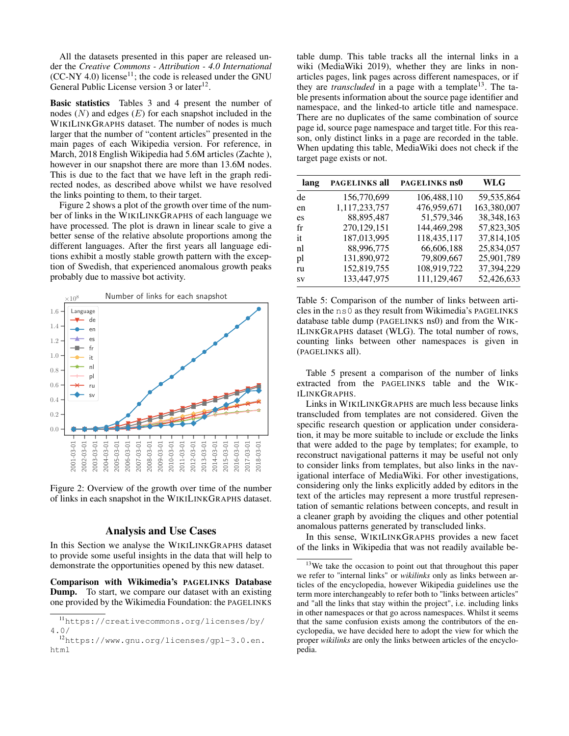All the datasets presented in this paper are released under the *Creative Commons - Attribution - 4.0 International* (CC-NY 4.0) license[11]; the code is released under the GNU General Public License version 3 or later[12].

**Basic statistics** Tables 3 and 4 present the number of nodes ($N$) and edges ($E$) for each snapshot included in the WIKILINKGRAPHS dataset. The number of nodes is much larger that the number of "content articles" presented in the main pages of each Wikipedia version. For reference, in March, 2018 English Wikipedia had 5.6M articles (Zachte ), however in our snapshot there are more than 13.6M nodes. This is due to the fact that we have left in the graph redirected nodes, as described above whilst we have resolved the links pointing to them, to their target.

Figure 2 shows a plot of the growth over time of the number of links in the WIKILINKGRAPHS of each language we have processed. The plot is drawn in linear scale to give a better sense of the relative absolute proportions among the different languages. After the first years all language editions exhibit a mostly stable growth pattern with the exception of Swedish, that experienced anomalous growth peaks probably due to massive bot activity.

Figure 2: Overview of the growth over time of the number of links in each snapshot in the WIKILINKGRAPHS dataset.

## Analysis and Use Cases

In this Section we analyse the WIKILINKGRAPHS dataset to provide some useful insights in the data that will help to demonstrate the opportunities opened by this new dataset.

**Comparison with Wikimedia's PAGELINKS Database Dump.** To start, we compare our dataset with an existing one provided by the Wikimedia Foundation: the PAGELINKS table dump. This table tracks all the internal links in a wiki (MediaWiki 2019), whether they are links in non-articles pages, link pages across different namespaces, or if they are *transcluded* in a page with a template[13]. The table presents information about the source page identifier and namespace, and the linked-to article title and namespace. There are no duplicates of the same combination of source page id, source page namespace and target title. For this reason, only distinct links in a page are recorded in the table. When updating this table, MediaWiki does not check if the target page exists or not.

| lang | PAGELINKS all | PAGELINKS ns0 | WLG |
|---|---|---|---|
| de | 156,770,699 | 106,488,110 | 59,535,864 |
| en | 1,117,233,757 | 476,959,671 | 163,380,007 |
| es | 88,895,487 | 51,579,346 | 38,348,163 |
| fr | 270,129,151 | 144,469,298 | 57,823,305 |
| it | 187,013,995 | 118,435,117 | 37,814,105 |
| nl | 88,996,775 | 66,606,188 | 25,834,057 |
| pl | 131,890,972 | 79,809,667 | 25,901,789 |
| ru | 152,819,755 | 108,919,722 | 37,394,229 |
| sv | 133,447,975 | 111,129,467 | 52,426,633 |

Table 5: Comparison of the number of links between articles in the `ns0` as they result from Wikimedia's PAGELINKS database table dump (PAGELINKS ns0) and from the WIKILINKGRAPHS dataset (WLG). The total number of rows, counting links between other namespaces is given in (PAGELINKS all).

Table 5 present a comparison of the number of links extracted from the PAGELINKS table and the WIKILINKGRAPHS.

Links in WIKILINKGRAPHS are much less because links transcluded from templates are not considered. Given the specific research question or application under consideration, it may be more suitable to include or exclude the links that were added to the page by templates; for example, to reconstruct navigational patterns it may be useful not only to consider links from templates, but also links in the navigational interface of MediaWiki. For other investigations, considering only the links explicitly added by editors in the text of the articles may represent a more trustful representation of semantic relations between concepts, and result in a cleaner graph by avoiding the cliques and other potential anomalous patterns generated by transcluded links.

In this sense, WIKILINKGRAPHS provides a new facet of the links in Wikipedia that was not readily available be-

[11] https://creativecommons.org/licenses/by/4.0/

[12] https://www.gnu.org/licenses/gpl-3.0.en.html

[13] We take the occasion to point out that throughout this paper we refer to "internal links" or *wikilinks* only as links between articles of the encyclopedia, however Wikipedia guidelines use the term more interchangeably to refer both to "links between articles" and "all the links that stay within the project", i.e. including links in other namespaces or that go across namespaces. Whilst it seems that the same confusion exists among the contributors of the encyclopedia, we have decided here to adopt the view for which the proper *wikilinks* are only the links between articles of the encyclopedia.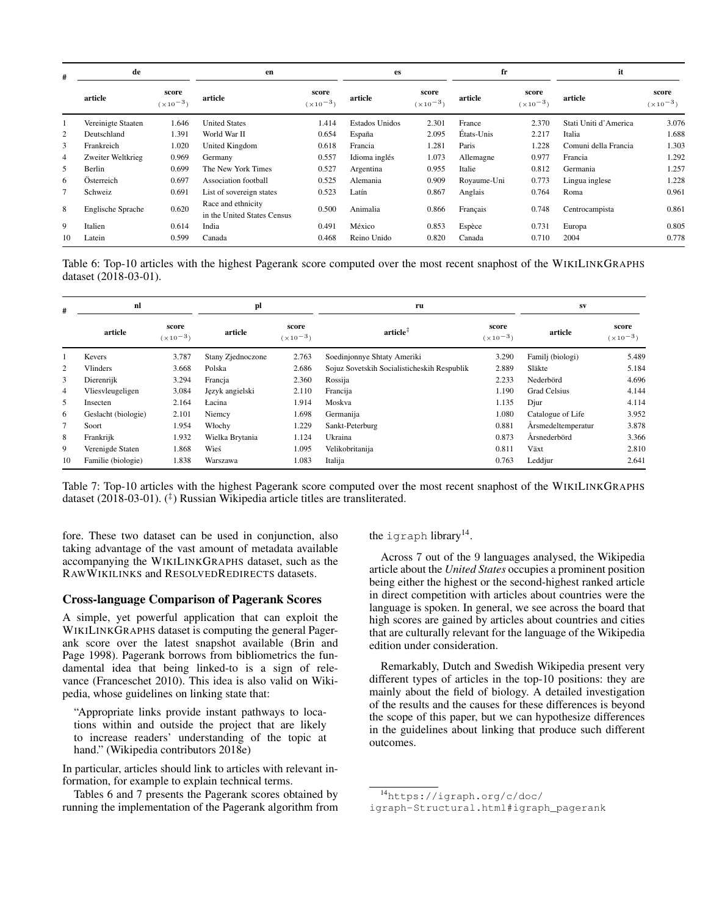| # | de | | en | | es | | fr | | it | |
|---|---|---|---|---|---|---|---|---|---|---|
| | article | score ($\times10^{-3}$) | article | score ($\times10^{-3}$) | article | score ($\times10^{-3}$) | article | score ($\times10^{-3}$) | article | score ($\times10^{-3}$) |
| 1 | Vereinigte Staaten | 1.646 | United States | 1.414 | Estados Unidos | 2.301 | France | 2.370 | Stati Uniti d'America | 3.076 |
| 2 | Deutschland | 1.391 | World War II | 0.654 | España | 2.095 | États-Unis | 2.217 | Italia | 1.688 |
| 3 | Frankreich | 1.020 | United Kingdom | 0.618 | Francia | 1.281 | Paris | 1.228 | Comuni della Francia | 1.303 |
| 4 | Zweiter Weltkrieg | 0.969 | Germany | 0.557 | Idioma inglés | 1.073 | Allemagne | 0.977 | Francia | 1.292 |
| 5 | Berlin | 0.699 | The New York Times | 0.527 | Argentina | 0.955 | Italie | 0.812 | Germania | 1.257 |
| 6 | Österreich | 0.697 | Association football | 0.525 | Alemania | 0.909 | Royaume-Uni | 0.773 | Lingua inglese | 1.228 |
| 7 | Schweiz | 0.691 | List of sovereign states | 0.523 | Latín | 0.867 | Anglais | 0.764 | Roma | 0.961 |
| 8 | Englische Sprache | 0.620 | Race and ethnicity in the United States Census | 0.500 | Animalia | 0.866 | Français | 0.748 | Centrocampista | 0.861 |
| 9 | Italien | 0.614 | India | 0.491 | México | 0.853 | Espèce | 0.731 | Europa | 0.805 |
| 10 | Latein | 0.599 | Canada | 0.468 | Reino Unido | 0.820 | Canada | 0.710 | 2004 | 0.778 |

Table 6: Top-10 articles with the highest Pagerank score computed over the most recent snaphost of the WikiLinkGraphs dataset (2018-03-01).

| # | nl | | pl | | ru | | sv | |
|---|---|---|---|---|---|---|---|---|
| | article | score ($\times10^{-3}$) | article | score ($\times10^{-3}$) | article[‡] | score ($\times10^{-3}$) | article | score ($\times10^{-3}$) |
| 1 | Kevers | 3.787 | Stany Zjednoczone | 2.763 | Soedinjonnye Shtaty Ameriki | 3.290 | Familj (biologi) | 5.489 |
| 2 | Vlinders | 3.668 | Polska | 2.686 | Sojuz Sovetskih Socialisticheskih Respublik | 2.889 | Släkte | 5.184 |
| 3 | Dierenrijk | 3.294 | Francja | 2.360 | Rossija | 2.233 | Nederbörd | 4.696 |
| 4 | Vliesvleugeligen | 3.084 | Język angielski | 2.110 | Francija | 1.190 | Grad Celsius | 4.144 |
| 5 | Insecten | 2.164 | Łacina | 1.914 | Moskva | 1.135 | Djur | 4.114 |
| 6 | Geslacht (biologie) | 2.101 | Niemcy | 1.698 | Germanija | 1.080 | Catalogue of Life | 3.952 |
| 7 | Soort | 1.954 | Włochy | 1.229 | Sankt-Peterburg | 0.881 | Årsmedeltemperatur | 3.878 |
| 8 | Frankrijk | 1.932 | Wielka Brytania | 1.124 | Ukraina | 0.873 | Årsnederbörd | 3.366 |
| 9 | Verenigde Staten | 1.868 | Wieś | 1.095 | Velikobritanija | 0.811 | Växt | 2.810 |
| 10 | Familie (biologie) | 1.838 | Warszawa | 1.083 | Italija | 0.763 | Leddjur | 2.641 |

Table 7: Top-10 articles with the highest Pagerank score computed over the most recent snaphost of the WikiLinkGraphs dataset (2018-03-01). (‡) Russian Wikipedia article titles are transliterated.

fore. These two dataset can be used in conjunction, also taking advantage of the vast amount of metadata available accompanying the WikiLinkGraphs dataset, such as the RawWikilinks and ResolvedRedirects datasets.

## Cross-language Comparison of Pagerank Scores

A simple, yet powerful application that can exploit the WikiLinkGraphs dataset is computing the general Pagerank score over the latest snapshot available (Brin and Page 1998). Pagerank borrows from bibliometrics the fundamental idea that being linked-to is a sign of relevance (Franceschet 2010). This idea is also valid on Wikipedia, whose guidelines on linking state that:

> "Appropriate links provide instant pathways to locations within and outside the project that are likely to increase readers' understanding of the topic at hand." (Wikipedia contributors 2018e)

In particular, articles should link to articles with relevant information, for example to explain technical terms.

Tables 6 and 7 presents the Pagerank scores obtained by running the implementation of the Pagerank algorithm from the `igraph` library[14].

Across 7 out of the 9 languages analysed, the Wikipedia article about the *United States* occupies a prominent position being either the highest or the second-highest ranked article in direct competition with articles about countries were the language is spoken. In general, we see across the board that high scores are gained by articles about countries and cities that are culturally relevant for the language of the Wikipedia edition under consideration.

Remarkably, Dutch and Swedish Wikipedia present very different types of articles in the top-10 positions: they are mainly about the field of biology. A detailed investigation of the results and the causes for these differences is beyond the scope of this paper, but we can hypothesize differences in the guidelines about linking that produce such different outcomes.

[14] https://igraph.org/c/doc/igraph-Structural.html#igraph_pagerank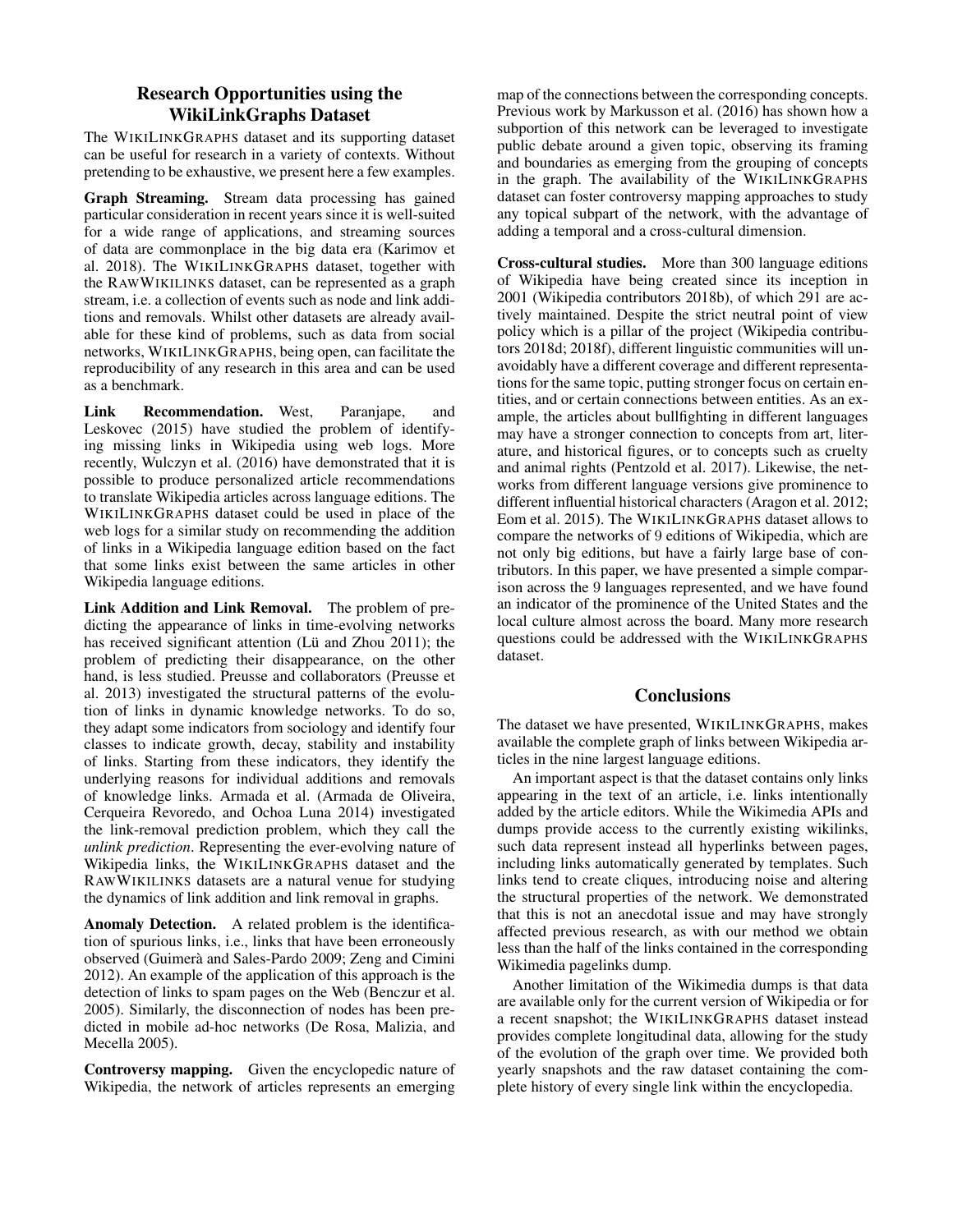## Research Opportunities using the WikiLinkGraphs Dataset

The WIKILINKGRAPHS dataset and its supporting dataset can be useful for research in a variety of contexts. Without pretending to be exhaustive, we present here a few examples.

**Graph Streaming.** Stream data processing has gained particular consideration in recent years since it is well-suited for a wide range of applications, and streaming sources of data are commonplace in the big data era (Karimov et al. 2018). The WIKILINKGRAPHS dataset, together with the RAWWIKILINKS dataset, can be represented as a graph stream, i.e. a collection of events such as node and link additions and removals. Whilst other datasets are already available for these kind of problems, such as data from social networks, WIKILINKGRAPHS, being open, can facilitate the reproducibility of any research in this area and can be used as a benchmark.

**Link Recommendation.** West, Paranjape, and Leskovec (2015) have studied the problem of identifying missing links in Wikipedia using web logs. More recently, Wulczyn et al. (2016) have demonstrated that it is possible to produce personalized article recommendations to translate Wikipedia articles across language editions. The WIKILINKGRAPHS dataset could be used in place of the web logs for a similar study on recommending the addition of links in a Wikipedia language edition based on the fact that some links exist between the same articles in other Wikipedia language editions.

**Link Addition and Link Removal.** The problem of predicting the appearance of links in time-evolving networks has received significant attention (Lü and Zhou 2011); the problem of predicting their disappearance, on the other hand, is less studied. Preusse and collaborators (Preusse et al. 2013) investigated the structural patterns of the evolution of links in dynamic knowledge networks. To do so, they adapt some indicators from sociology and identify four classes to indicate growth, decay, stability and instability of links. Starting from these indicators, they identify the underlying reasons for individual additions and removals of knowledge links. Armada et al. (Armada de Oliveira, Cerqueira Revoredo, and Ochoa Luna 2014) investigated the link-removal prediction problem, which they call the *unlink prediction*. Representing the ever-evolving nature of Wikipedia links, the WIKILINKGRAPHS dataset and the RAWWIKILINKS datasets are a natural venue for studying the dynamics of link addition and link removal in graphs.

**Anomaly Detection.** A related problem is the identification of spurious links, i.e., links that have been erroneously observed (Guimerà and Sales-Pardo 2009; Zeng and Cimini 2012). An example of the application of this approach is the detection of links to spam pages on the Web (Benczur et al. 2005). Similarly, the disconnection of nodes has been predicted in mobile ad-hoc networks (De Rosa, Malizia, and Mecella 2005).

**Controversy mapping.** Given the encyclopedic nature of Wikipedia, the network of articles represents an emerging map of the connections between the corresponding concepts. Previous work by Markusson et al. (2016) has shown how a subportion of this network can be leveraged to investigate public debate around a given topic, observing its framing and boundaries as emerging from the grouping of concepts in the graph. The availability of the WIKILINKGRAPHS dataset can foster controversy mapping approaches to study any topical subpart of the network, with the advantage of adding a temporal and a cross-cultural dimension.

**Cross-cultural studies.** More than 300 language editions of Wikipedia have being created since its inception in 2001 (Wikipedia contributors 2018b), of which 291 are actively maintained. Despite the strict neutral point of view policy which is a pillar of the project (Wikipedia contributors 2018d; 2018f), different linguistic communities will unavoidably have a different coverage and different representations for the same topic, putting stronger focus on certain entities, and or certain connections between entities. As an example, the articles about bullfighting in different languages may have a stronger connection to concepts from art, literature, and historical figures, or to concepts such as cruelty and animal rights (Pentzold et al. 2017). Likewise, the networks from different language versions give prominence to different influential historical characters (Aragon et al. 2012; Eom et al. 2015). The WIKILINKGRAPHS dataset allows to compare the networks of 9 editions of Wikipedia, which are not only big editions, but have a fairly large base of contributors. In this paper, we have presented a simple comparison across the 9 languages represented, and we have found an indicator of the prominence of the United States and the local culture almost across the board. Many more research questions could be addressed with the WIKILINKGRAPHS dataset.

## Conclusions

The dataset we have presented, WIKILINKGRAPHS, makes available the complete graph of links between Wikipedia articles in the nine largest language editions.

An important aspect is that the dataset contains only links appearing in the text of an article, i.e. links intentionally added by the article editors. While the Wikimedia APIs and dumps provide access to the currently existing wikilinks, such data represent instead all hyperlinks between pages, including links automatically generated by templates. Such links tend to create cliques, introducing noise and altering the structural properties of the network. We demonstrated that this is not an anecdotal issue and may have strongly affected previous research, as with our method we obtain less than the half of the links contained in the corresponding Wikimedia pagelinks dump.

Another limitation of the Wikimedia dumps is that data are available only for the current version of Wikipedia or for a recent snapshot; the WIKILINKGRAPHS dataset instead provides complete longitudinal data, allowing for the study of the evolution of the graph over time. We provided both yearly snapshots and the raw dataset containing the complete history of every single link within the encyclopedia.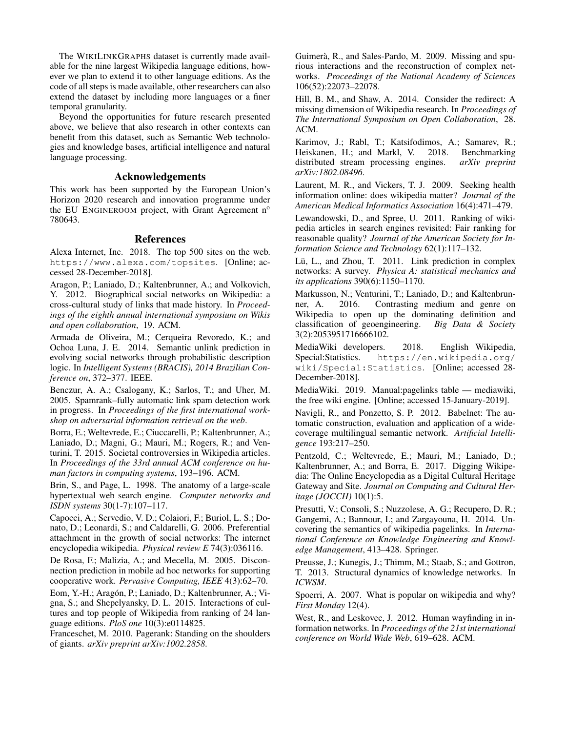The WIKILINKGRAPHS dataset is currently made available for the nine largest Wikipedia language editions, however we plan to extend it to other language editions. As the code of all steps is made available, other researchers can also extend the dataset by including more languages or a finer temporal granularity.

Beyond the opportunities for future research presented above, we believe that also research in other contexts can benefit from this dataset, such as Semantic Web technologies and knowledge bases, artificial intelligence and natural language processing.

## Acknowledgements

This work has been supported by the European Union's Horizon 2020 research and innovation programme under the EU ENGINEROOM project, with Grant Agreement n° 780643.

## References

Alexa Internet, Inc. 2018. The top 500 sites on the web. https://www.alexa.com/topsites. [Online; accessed 28-December-2018].

Aragon, P.; Laniado, D.; Kaltenbrunner, A.; and Volkovich, Y. 2012. Biographical social networks on Wikipedia: a cross-cultural study of links that made history. In *Proceedings of the eighth annual international symposium on Wikis and open collaboration*, 19. ACM.

Armada de Oliveira, M.; Cerqueira Revoredo, K.; and Ochoa Luna, J. E. 2014. Semantic unlink prediction in evolving social networks through probabilistic description logic. In *Intelligent Systems (BRACIS), 2014 Brazilian Conference on*, 372–377. IEEE.

Benczur, A. A.; Csalogany, K.; Sarlos, T.; and Uher, M. 2005. Spamrank–fully automatic link spam detection work in progress. In *Proceedings of the first international workshop on adversarial information retrieval on the web*.

Borra, E.; Weltevrede, E.; Ciuccarelli, P.; Kaltenbrunner, A.; Laniado, D.; Magni, G.; Mauri, M.; Rogers, R.; and Venturini, T. 2015. Societal controversies in Wikipedia articles. In *Proceedings of the 33rd annual ACM conference on human factors in computing systems*, 193–196. ACM.

Brin, S., and Page, L. 1998. The anatomy of a large-scale hypertextual web search engine. *Computer networks and ISDN systems* 30(1-7):107–117.

Capocci, A.; Servedio, V. D.; Colaiori, F.; Buriol, L. S.; Donato, D.; Leonardi, S.; and Caldarelli, G. 2006. Preferential attachment in the growth of social networks: The internet encyclopedia wikipedia. *Physical review E* 74(3):036116.

De Rosa, F.; Malizia, A.; and Mecella, M. 2005. Disconnection prediction in mobile ad hoc networks for supporting cooperative work. *Pervasive Computing, IEEE* 4(3):62–70.

Eom, Y.-H.; Aragón, P.; Laniado, D.; Kaltenbrunner, A.; Vigna, S.; and Shepelyansky, D. L. 2015. Interactions of cultures and top people of Wikipedia from ranking of 24 language editions. *PloS one* 10(3):e0114825.

Franceschet, M. 2010. Pagerank: Standing on the shoulders of giants. *arXiv preprint arXiv:1002.2858*.

Guimerà, R., and Sales-Pardo, M. 2009. Missing and spurious interactions and the reconstruction of complex networks. *Proceedings of the National Academy of Sciences* 106(52):22073–22078.

Hill, B. M., and Shaw, A. 2014. Consider the redirect: A missing dimension of Wikipedia research. In *Proceedings of The International Symposium on Open Collaboration*, 28. ACM.

Karimov, J.; Rabl, T.; Katsifodimos, A.; Samarev, R.; Heiskanen, H.; and Markl, V. 2018. Benchmarking distributed stream processing engines. *arXiv preprint arXiv:1802.08496*.

Laurent, M. R., and Vickers, T. J. 2009. Seeking health information online: does wikipedia matter? *Journal of the American Medical Informatics Association* 16(4):471–479.

Lewandowski, D., and Spree, U. 2011. Ranking of wikipedia articles in search engines revisited: Fair ranking for reasonable quality? *Journal of the American Society for Information Science and Technology* 62(1):117–132.

Lü, L., and Zhou, T. 2011. Link prediction in complex networks: A survey. *Physica A: statistical mechanics and its applications* 390(6):1150–1170.

Markusson, N.; Venturini, T.; Laniado, D.; and Kaltenbrunner, A. 2016. Contrasting medium and genre on Wikipedia to open up the dominating definition and classification of geoengineering. *Big Data & Society* 3(2):2053951716666102.

MediaWiki developers. 2018. English Wikipedia, Special:Statistics. https://en.wikipedia.org/wiki/Special:Statistics. [Online; accessed 28-December-2018].

MediaWiki. 2019. Manual:pagelinks table — mediawiki, the free wiki engine. [Online; accessed 15-January-2019].

Navigli, R., and Ponzetto, S. P. 2012. Babelnet: The automatic construction, evaluation and application of a wide-coverage multilingual semantic network. *Artificial Intelligence* 193:217–250.

Pentzold, C.; Weltevrede, E.; Mauri, M.; Laniado, D.; Kaltenbrunner, A.; and Borra, E. 2017. Digging Wikipedia: The Online Encyclopedia as a Digital Cultural Heritage Gateway and Site. *Journal on Computing and Cultural Heritage (JOCCH)* 10(1):5.

Presutti, V.; Consoli, S.; Nuzzolese, A. G.; Recupero, D. R.; Gangemi, A.; Bannour, I.; and Zargayouna, H. 2014. Uncovering the semantics of wikipedia pagelinks. In *International Conference on Knowledge Engineering and Knowledge Management*, 413–428. Springer.

Preusse, J.; Kunegis, J.; Thimm, M.; Staab, S.; and Gottron, T. 2013. Structural dynamics of knowledge networks. In *ICWSM*.

Spoerri, A. 2007. What is popular on wikipedia and why? *First Monday* 12(4).

West, R., and Leskovec, J. 2012. Human wayfinding in information networks. In *Proceedings of the 21st international conference on World Wide Web*, 619–628. ACM.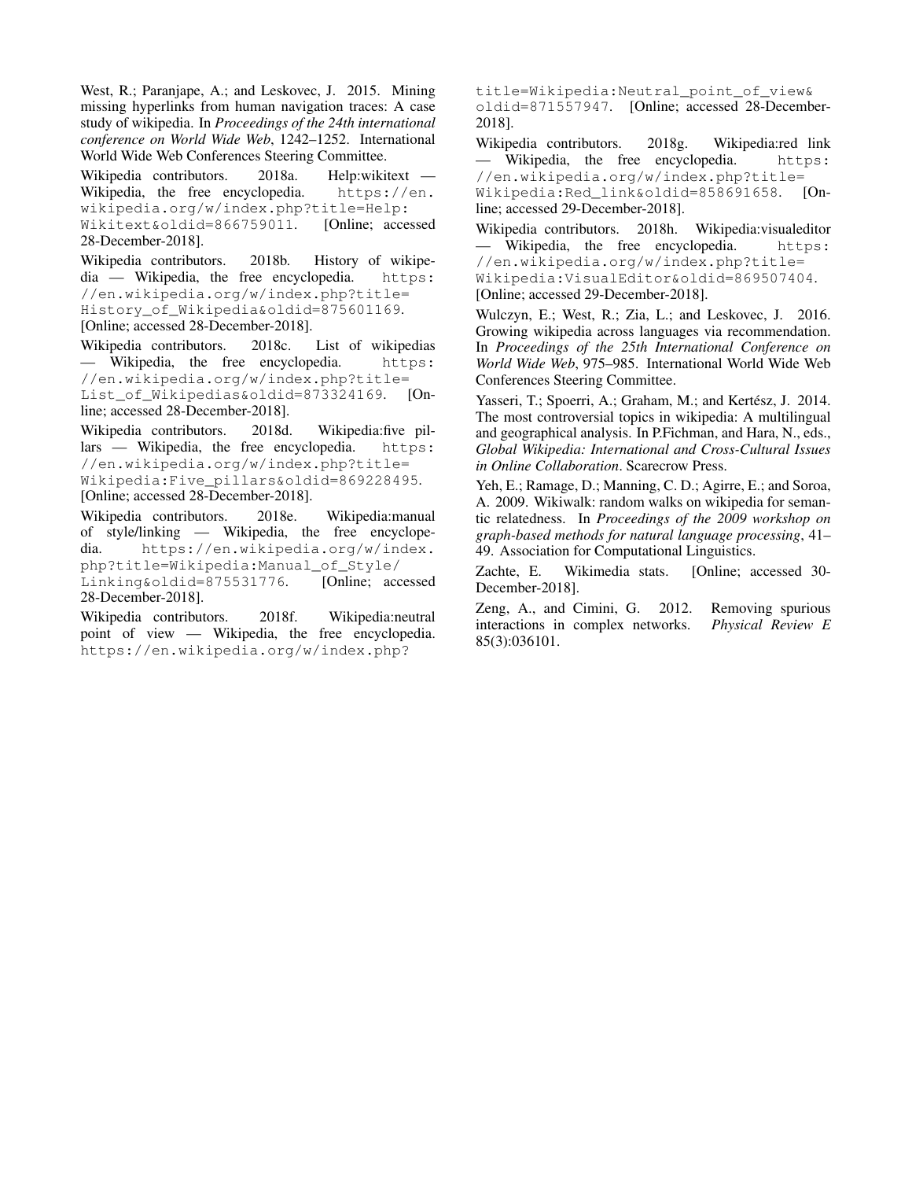West, R.; Paranjape, A.; and Leskovec, J. 2015. Mining missing hyperlinks from human navigation traces: A case study of wikipedia. In *Proceedings of the 24th international conference on World Wide Web*, 1242–1252. International World Wide Web Conferences Steering Committee.

Wikipedia contributors. 2018a. Help:wikitext — Wikipedia, the free encyclopedia. `https://en.wikipedia.org/w/index.php?title=Help:Wikitext&oldid=866759011`. [Online; accessed 28-December-2018].

Wikipedia contributors. 2018b. History of wikipedia — Wikipedia, the free encyclopedia. `https://en.wikipedia.org/w/index.php?title=History_of_Wikipedia&oldid=875601169`. [Online; accessed 28-December-2018].

Wikipedia contributors. 2018c. List of wikipedias — Wikipedia, the free encyclopedia. `https://en.wikipedia.org/w/index.php?title=List_of_Wikipedias&oldid=873324169`. [Online; accessed 28-December-2018].

Wikipedia contributors. 2018d. Wikipedia:five pillars — Wikipedia, the free encyclopedia. `https://en.wikipedia.org/w/index.php?title=Wikipedia:Five_pillars&oldid=869228495`. [Online; accessed 28-December-2018].

Wikipedia contributors. 2018e. Wikipedia:manual of style/linking — Wikipedia, the free encyclopedia. `https://en.wikipedia.org/w/index.php?title=Wikipedia:Manual_of_Style/Linking&oldid=875531776`. [Online; accessed 28-December-2018].

Wikipedia contributors. 2018f. Wikipedia:neutral point of view — Wikipedia, the free encyclopedia. `https://en.wikipedia.org/w/index.php?title=Wikipedia:Neutral_point_of_view&oldid=871557947`. [Online; accessed 28-December-2018].

Wikipedia contributors. 2018g. Wikipedia:red link — Wikipedia, the free encyclopedia. `https://en.wikipedia.org/w/index.php?title=Wikipedia:Red_link&oldid=858691658`. [Online; accessed 29-December-2018].

Wikipedia contributors. 2018h. Wikipedia:visualeditor — Wikipedia, the free encyclopedia. `https://en.wikipedia.org/w/index.php?title=Wikipedia:VisualEditor&oldid=869507404`. [Online; accessed 29-December-2018].

Wulczyn, E.; West, R.; Zia, L.; and Leskovec, J. 2016. Growing wikipedia across languages via recommendation. In *Proceedings of the 25th International Conference on World Wide Web*, 975–985. International World Wide Web Conferences Steering Committee.

Yasseri, T.; Spoerri, A.; Graham, M.; and Kertész, J. 2014. The most controversial topics in wikipedia: A multilingual and geographical analysis. In P.Fichman, and Hara, N., eds., *Global Wikipedia: International and Cross-Cultural Issues in Online Collaboration*. Scarecrow Press.

Yeh, E.; Ramage, D.; Manning, C. D.; Agirre, E.; and Soroa, A. 2009. Wikiwalk: random walks on wikipedia for semantic relatedness. In *Proceedings of the 2009 workshop on graph-based methods for natural language processing*, 41–49. Association for Computational Linguistics.

Zachte, E. Wikimedia stats. [Online; accessed 30-December-2018].

Zeng, A., and Cimini, G. 2012. Removing spurious interactions in complex networks. *Physical Review E* 85(3):036101.